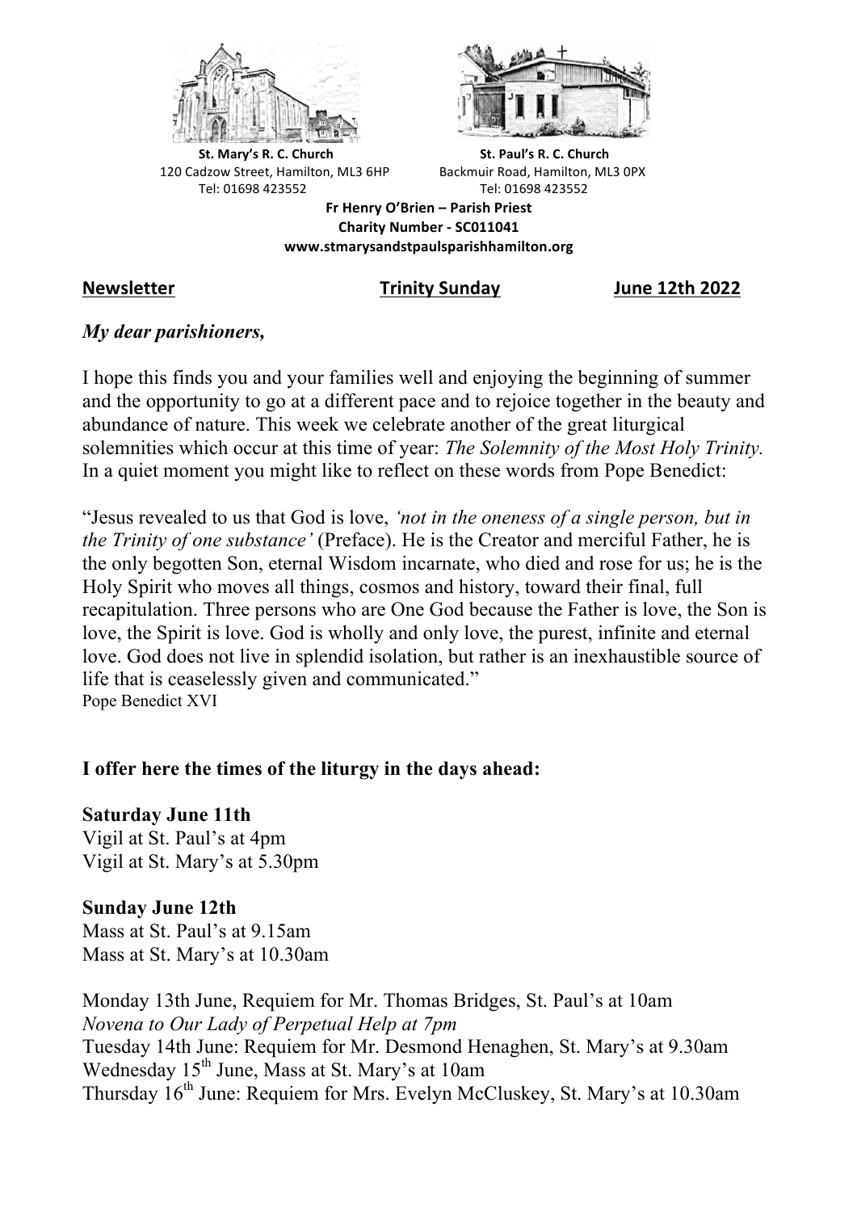**St. Mary's R. C. Church**
120 Cadzow Street, Hamilton, ML3 6HP
Tel: 01698 423552

**St. Paul's R. C. Church**
Backmuir Road, Hamilton, ML3 0PX
Tel: 01698 423552

**Fr Henry O'Brien – Parish Priest**
**Charity Number - SC011041**
**www.stmarysandstpaulsparishhamilton.org**

**Newsletter** **Trinity Sunday** **June 12th 2022**

*My dear parishioners,*

I hope this finds you and your families well and enjoying the beginning of summer and the opportunity to go at a different pace and to rejoice together in the beauty and abundance of nature. This week we celebrate another of the great liturgical solemnities which occur at this time of year: *The Solemnity of the Most Holy Trinity.* In a quiet moment you might like to reflect on these words from Pope Benedict:

"Jesus revealed to us that God is love, *'not in the oneness of a single person, but in the Trinity of one substance'* (Preface). He is the Creator and merciful Father, he is the only begotten Son, eternal Wisdom incarnate, who died and rose for us; he is the Holy Spirit who moves all things, cosmos and history, toward their final, full recapitulation. Three persons who are One God because the Father is love, the Son is love, the Spirit is love. God is wholly and only love, the purest, infinite and eternal love. God does not live in splendid isolation, but rather is an inexhaustible source of life that is ceaselessly given and communicated."
Pope Benedict XVI

**I offer here the times of the liturgy in the days ahead:**

**Saturday June 11th**
Vigil at St. Paul's at 4pm
Vigil at St. Mary's at 5.30pm

**Sunday June 12th**
Mass at St. Paul's at 9.15am
Mass at St. Mary's at 10.30am

Monday 13th June, Requiem for Mr. Thomas Bridges, St. Paul's at 10am
*Novena to Our Lady of Perpetual Help at 7pm*
Tuesday 14th June: Requiem for Mr. Desmond Henaghen, St. Mary's at 9.30am
Wednesday 15th June, Mass at St. Mary's at 10am
Thursday 16th June: Requiem for Mrs. Evelyn McCluskey, St. Mary's at 10.30am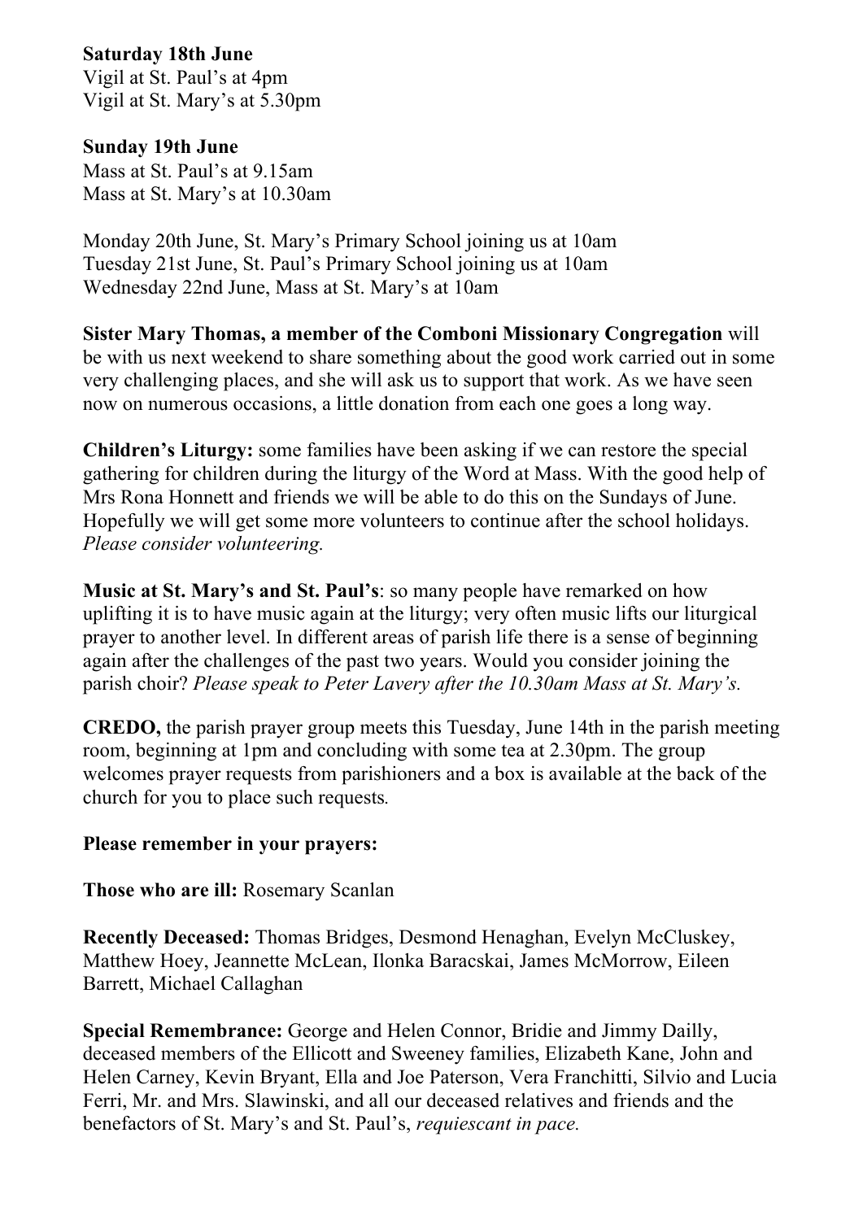**Saturday 18th June**
Vigil at St. Paul's at 4pm
Vigil at St. Mary's at 5.30pm

**Sunday 19th June**
Mass at St. Paul's at 9.15am
Mass at St. Mary's at 10.30am

Monday 20th June, St. Mary's Primary School joining us at 10am
Tuesday 21st June, St. Paul's Primary School joining us at 10am
Wednesday 22nd June, Mass at St. Mary's at 10am

**Sister Mary Thomas, a member of the Comboni Missionary Congregation** will be with us next weekend to share something about the good work carried out in some very challenging places, and she will ask us to support that work. As we have seen now on numerous occasions, a little donation from each one goes a long way.

**Children's Liturgy:** some families have been asking if we can restore the special gathering for children during the liturgy of the Word at Mass. With the good help of Mrs Rona Honnett and friends we will be able to do this on the Sundays of June. Hopefully we will get some more volunteers to continue after the school holidays. *Please consider volunteering.*

**Music at St. Mary's and St. Paul's**: so many people have remarked on how uplifting it is to have music again at the liturgy; very often music lifts our liturgical prayer to another level. In different areas of parish life there is a sense of beginning again after the challenges of the past two years. Would you consider joining the parish choir? *Please speak to Peter Lavery after the 10.30am Mass at St. Mary's.*

**CREDO,** the parish prayer group meets this Tuesday, June 14th in the parish meeting room, beginning at 1pm and concluding with some tea at 2.30pm. The group welcomes prayer requests from parishioners and a box is available at the back of the church for you to place such requests.

**Please remember in your prayers:**

**Those who are ill:** Rosemary Scanlan

**Recently Deceased:** Thomas Bridges, Desmond Henaghan, Evelyn McCluskey, Matthew Hoey, Jeannette McLean, Ilonka Baracskai, James McMorrow, Eileen Barrett, Michael Callaghan

**Special Remembrance:** George and Helen Connor, Bridie and Jimmy Dailly, deceased members of the Ellicott and Sweeney families, Elizabeth Kane, John and Helen Carney, Kevin Bryant, Ella and Joe Paterson, Vera Franchitti, Silvio and Lucia Ferri, Mr. and Mrs. Slawinski, and all our deceased relatives and friends and the benefactors of St. Mary's and St. Paul's, *requiescant in pace.*